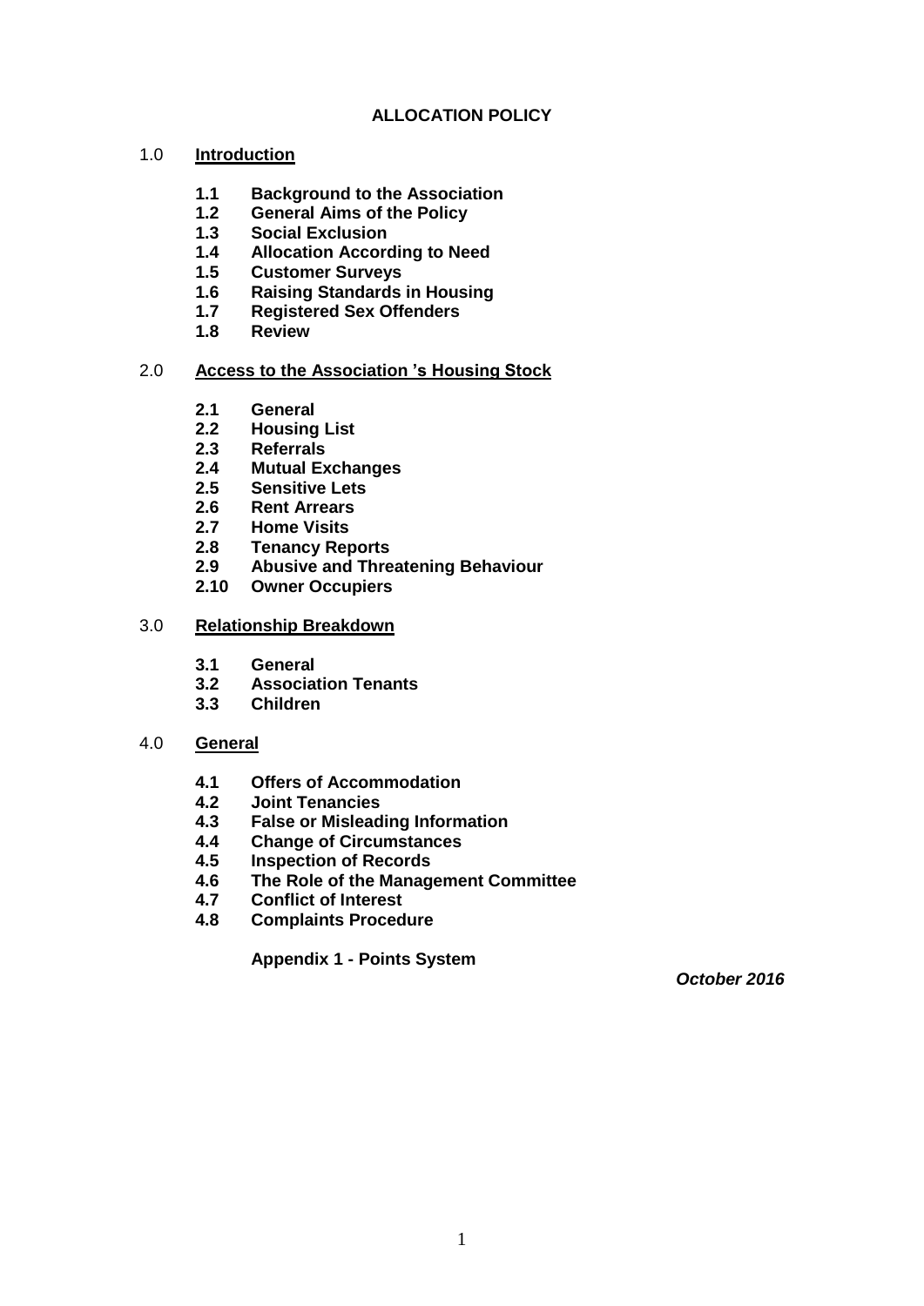# ALLOCATION POLICY

1.0 **Introduction**

- **1.1 Background to the Association**
- **1.2 General Aims of the Policy**
- **1.3 Social Exclusion**
- **1.4 Allocation According to Need**
- **1.5 Customer Surveys**
- **1.6 Raising Standards in Housing**
- **1.7 Registered Sex Offenders**
- **1.8 Review**

2.0 **Access to the Association 's Housing Stock**

- **2.1 General**
- **2.2 Housing List**
- **2.3 Referrals**
- **2.4 Mutual Exchanges**
- **2.5 Sensitive Lets**
- **2.6 Rent Arrears**
- **2.7 Home Visits**
- **2.8 Tenancy Reports**
- **2.9 Abusive and Threatening Behaviour**
- **2.10 Owner Occupiers**

3.0 **Relationship Breakdown**

- **3.1 General**
- **3.2 Association Tenants**
- **3.3 Children**

4.0 **General**

- **4.1 Offers of Accommodation**
- **4.2 Joint Tenancies**
- **4.3 False or Misleading Information**
- **4.4 Change of Circumstances**
- **4.5 Inspection of Records**
- **4.6 The Role of the Management Committee**
- **4.7 Conflict of Interest**
- **4.8 Complaints Procedure**

**Appendix 1 - Points System**

***October 2016***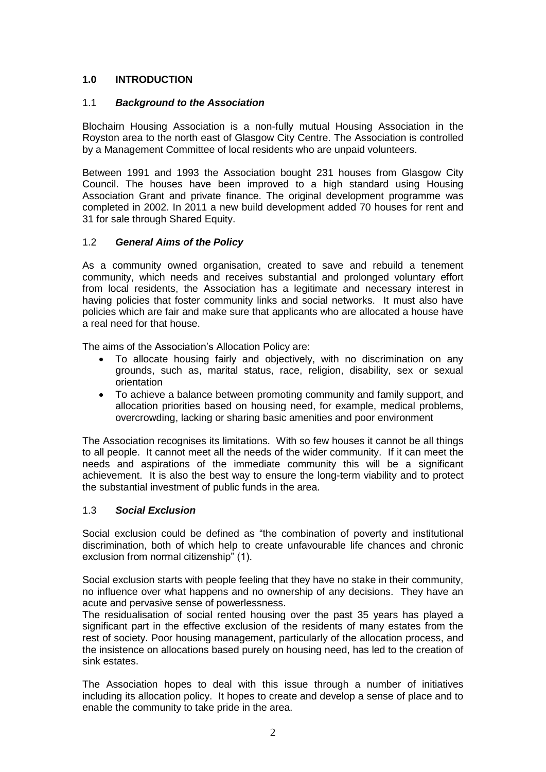## 1.0 INTRODUCTION

### 1.1 *Background to the Association*

Blochairn Housing Association is a non-fully mutual Housing Association in the Royston area to the north east of Glasgow City Centre. The Association is controlled by a Management Committee of local residents who are unpaid volunteers.

Between 1991 and 1993 the Association bought 231 houses from Glasgow City Council. The houses have been improved to a high standard using Housing Association Grant and private finance. The original development programme was completed in 2002. In 2011 a new build development added 70 houses for rent and 31 for sale through Shared Equity.

### 1.2 *General Aims of the Policy*

As a community owned organisation, created to save and rebuild a tenement community, which needs and receives substantial and prolonged voluntary effort from local residents, the Association has a legitimate and necessary interest in having policies that foster community links and social networks. It must also have policies which are fair and make sure that applicants who are allocated a house have a real need for that house.

The aims of the Association's Allocation Policy are:

- To allocate housing fairly and objectively, with no discrimination on any grounds, such as, marital status, race, religion, disability, sex or sexual orientation
- To achieve a balance between promoting community and family support, and allocation priorities based on housing need, for example, medical problems, overcrowding, lacking or sharing basic amenities and poor environment

The Association recognises its limitations. With so few houses it cannot be all things to all people. It cannot meet all the needs of the wider community. If it can meet the needs and aspirations of the immediate community this will be a significant achievement. It is also the best way to ensure the long-term viability and to protect the substantial investment of public funds in the area.

### 1.3 *Social Exclusion*

Social exclusion could be defined as "the combination of poverty and institutional discrimination, both of which help to create unfavourable life chances and chronic exclusion from normal citizenship" (1).

Social exclusion starts with people feeling that they have no stake in their community, no influence over what happens and no ownership of any decisions. They have an acute and pervasive sense of powerlessness.

The residualisation of social rented housing over the past 35 years has played a significant part in the effective exclusion of the residents of many estates from the rest of society. Poor housing management, particularly of the allocation process, and the insistence on allocations based purely on housing need, has led to the creation of sink estates.

The Association hopes to deal with this issue through a number of initiatives including its allocation policy. It hopes to create and develop a sense of place and to enable the community to take pride in the area.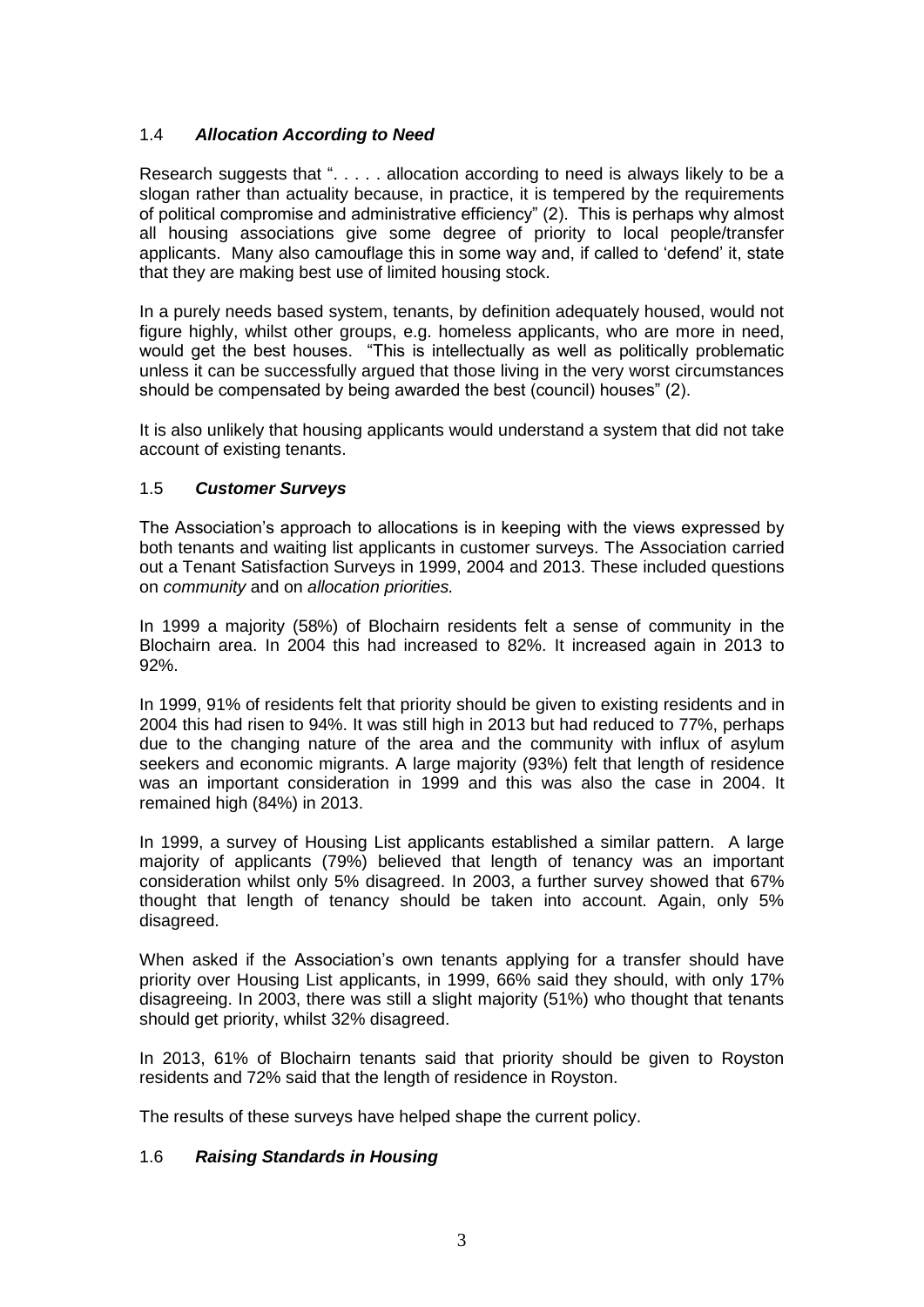## 1.4 *Allocation According to Need*

Research suggests that ". . . . . allocation according to need is always likely to be a slogan rather than actuality because, in practice, it is tempered by the requirements of political compromise and administrative efficiency" (2). This is perhaps why almost all housing associations give some degree of priority to local people/transfer applicants. Many also camouflage this in some way and, if called to 'defend' it, state that they are making best use of limited housing stock.

In a purely needs based system, tenants, by definition adequately housed, would not figure highly, whilst other groups, e.g. homeless applicants, who are more in need, would get the best houses. "This is intellectually as well as politically problematic unless it can be successfully argued that those living in the very worst circumstances should be compensated by being awarded the best (council) houses" (2).

It is also unlikely that housing applicants would understand a system that did not take account of existing tenants.

## 1.5 *Customer Surveys*

The Association's approach to allocations is in keeping with the views expressed by both tenants and waiting list applicants in customer surveys. The Association carried out a Tenant Satisfaction Surveys in 1999, 2004 and 2013. These included questions on *community* and on *allocation priorities.*

In 1999 a majority (58%) of Blochairn residents felt a sense of community in the Blochairn area. In 2004 this had increased to 82%. It increased again in 2013 to 92%.

In 1999, 91% of residents felt that priority should be given to existing residents and in 2004 this had risen to 94%. It was still high in 2013 but had reduced to 77%, perhaps due to the changing nature of the area and the community with influx of asylum seekers and economic migrants. A large majority (93%) felt that length of residence was an important consideration in 1999 and this was also the case in 2004. It remained high (84%) in 2013.

In 1999, a survey of Housing List applicants established a similar pattern. A large majority of applicants (79%) believed that length of tenancy was an important consideration whilst only 5% disagreed. In 2003, a further survey showed that 67% thought that length of tenancy should be taken into account. Again, only 5% disagreed.

When asked if the Association's own tenants applying for a transfer should have priority over Housing List applicants, in 1999, 66% said they should, with only 17% disagreeing. In 2003, there was still a slight majority (51%) who thought that tenants should get priority, whilst 32% disagreed.

In 2013, 61% of Blochairn tenants said that priority should be given to Royston residents and 72% said that the length of residence in Royston.

The results of these surveys have helped shape the current policy.

## 1.6 *Raising Standards in Housing*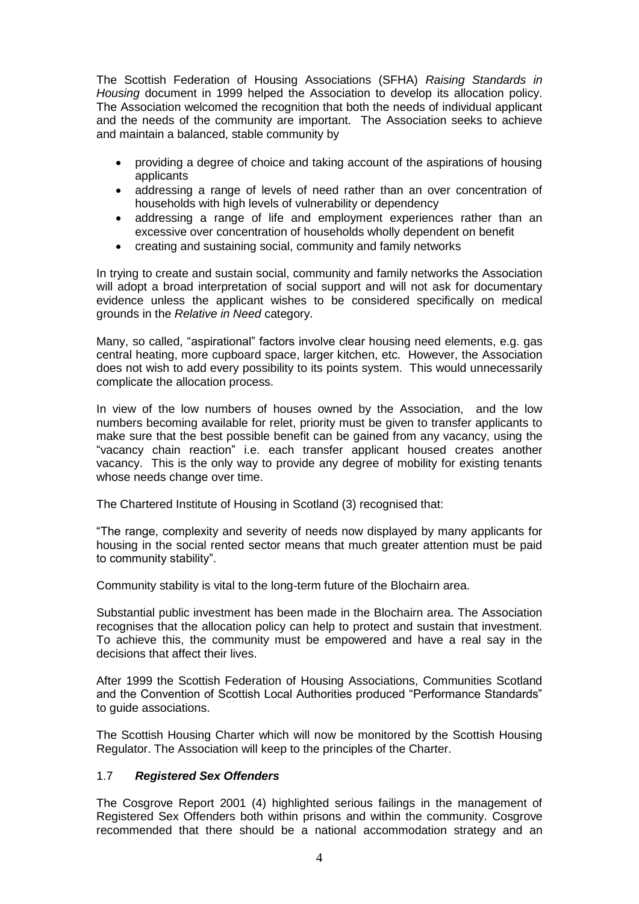The Scottish Federation of Housing Associations (SFHA) *Raising Standards in Housing* document in 1999 helped the Association to develop its allocation policy. The Association welcomed the recognition that both the needs of individual applicant and the needs of the community are important. The Association seeks to achieve and maintain a balanced, stable community by

- providing a degree of choice and taking account of the aspirations of housing applicants
- addressing a range of levels of need rather than an over concentration of households with high levels of vulnerability or dependency
- addressing a range of life and employment experiences rather than an excessive over concentration of households wholly dependent on benefit
- creating and sustaining social, community and family networks

In trying to create and sustain social, community and family networks the Association will adopt a broad interpretation of social support and will not ask for documentary evidence unless the applicant wishes to be considered specifically on medical grounds in the *Relative in Need* category.

Many, so called, "aspirational" factors involve clear housing need elements, e.g. gas central heating, more cupboard space, larger kitchen, etc. However, the Association does not wish to add every possibility to its points system. This would unnecessarily complicate the allocation process.

In view of the low numbers of houses owned by the Association, and the low numbers becoming available for relet, priority must be given to transfer applicants to make sure that the best possible benefit can be gained from any vacancy, using the "vacancy chain reaction" i.e. each transfer applicant housed creates another vacancy. This is the only way to provide any degree of mobility for existing tenants whose needs change over time.

The Chartered Institute of Housing in Scotland (3) recognised that:

"The range, complexity and severity of needs now displayed by many applicants for housing in the social rented sector means that much greater attention must be paid to community stability".

Community stability is vital to the long-term future of the Blochairn area.

Substantial public investment has been made in the Blochairn area. The Association recognises that the allocation policy can help to protect and sustain that investment. To achieve this, the community must be empowered and have a real say in the decisions that affect their lives.

After 1999 the Scottish Federation of Housing Associations, Communities Scotland and the Convention of Scottish Local Authorities produced "Performance Standards" to guide associations.

The Scottish Housing Charter which will now be monitored by the Scottish Housing Regulator. The Association will keep to the principles of the Charter.

### 1.7 ***Registered Sex Offenders***

The Cosgrove Report 2001 (4) highlighted serious failings in the management of Registered Sex Offenders both within prisons and within the community. Cosgrove recommended that there should be a national accommodation strategy and an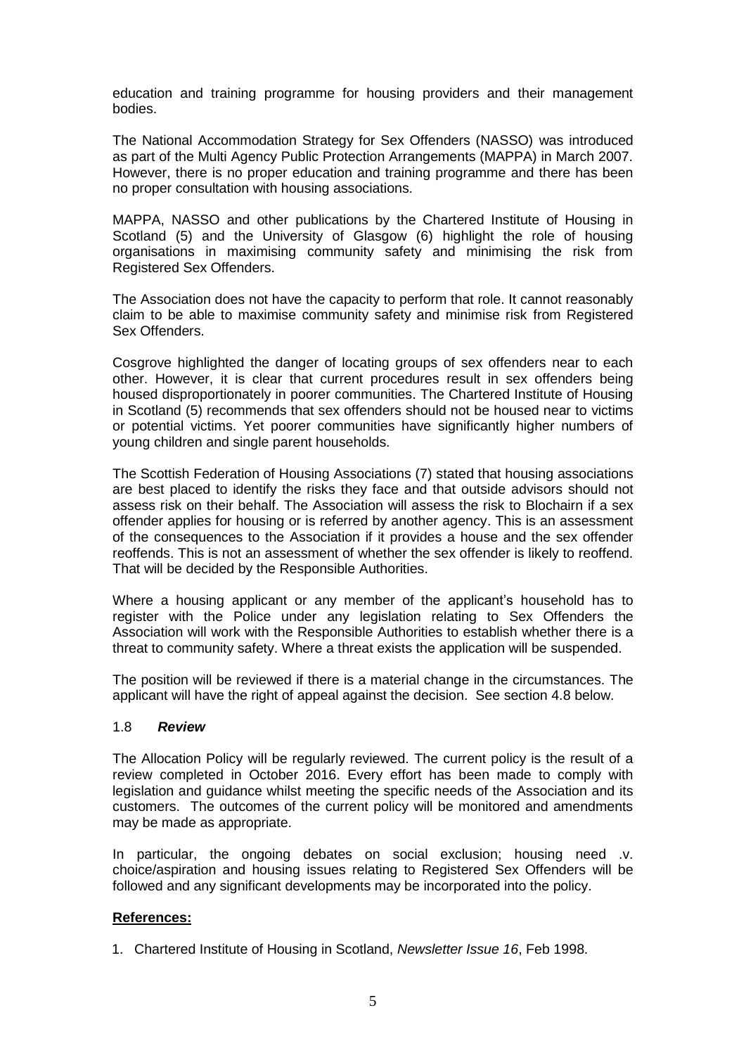education and training programme for housing providers and their management bodies.

The National Accommodation Strategy for Sex Offenders (NASSO) was introduced as part of the Multi Agency Public Protection Arrangements (MAPPA) in March 2007. However, there is no proper education and training programme and there has been no proper consultation with housing associations.

MAPPA, NASSO and other publications by the Chartered Institute of Housing in Scotland (5) and the University of Glasgow (6) highlight the role of housing organisations in maximising community safety and minimising the risk from Registered Sex Offenders.

The Association does not have the capacity to perform that role. It cannot reasonably claim to be able to maximise community safety and minimise risk from Registered Sex Offenders.

Cosgrove highlighted the danger of locating groups of sex offenders near to each other. However, it is clear that current procedures result in sex offenders being housed disproportionately in poorer communities. The Chartered Institute of Housing in Scotland (5) recommends that sex offenders should not be housed near to victims or potential victims. Yet poorer communities have significantly higher numbers of young children and single parent households.

The Scottish Federation of Housing Associations (7) stated that housing associations are best placed to identify the risks they face and that outside advisors should not assess risk on their behalf. The Association will assess the risk to Blochairn if a sex offender applies for housing or is referred by another agency. This is an assessment of the consequences to the Association if it provides a house and the sex offender reoffends. This is not an assessment of whether the sex offender is likely to reoffend. That will be decided by the Responsible Authorities.

Where a housing applicant or any member of the applicant's household has to register with the Police under any legislation relating to Sex Offenders the Association will work with the Responsible Authorities to establish whether there is a threat to community safety. Where a threat exists the application will be suspended.

The position will be reviewed if there is a material change in the circumstances. The applicant will have the right of appeal against the decision. See section 4.8 below.

### 1.8 ***Review***

The Allocation Policy will be regularly reviewed. The current policy is the result of a review completed in October 2016. Every effort has been made to comply with legislation and guidance whilst meeting the specific needs of the Association and its customers. The outcomes of the current policy will be monitored and amendments may be made as appropriate.

In particular, the ongoing debates on social exclusion; housing need .v. choice/aspiration and housing issues relating to Registered Sex Offenders will be followed and any significant developments may be incorporated into the policy.

**References:**

1. Chartered Institute of Housing in Scotland, *Newsletter Issue 16*, Feb 1998.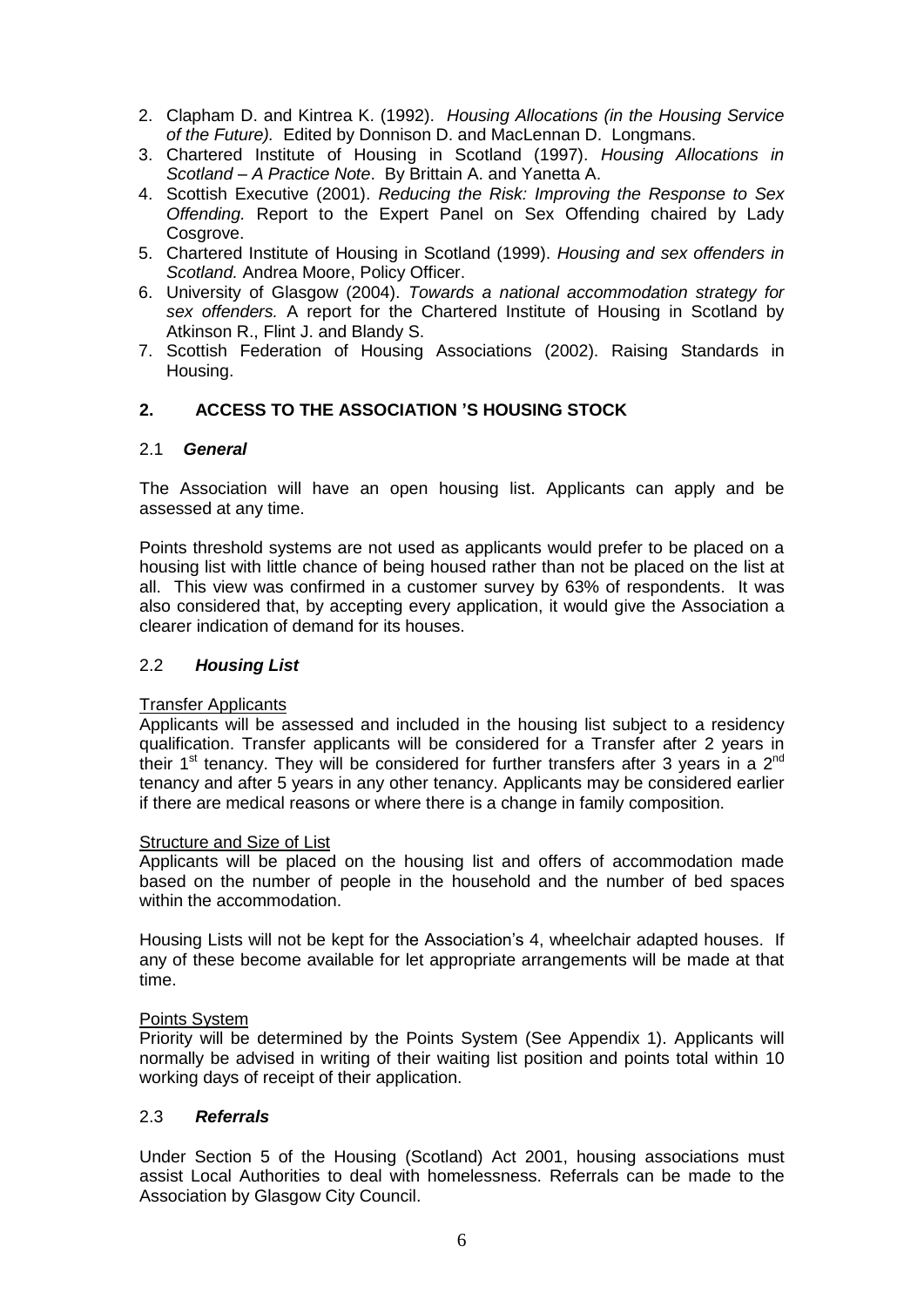2. Clapham D. and Kintrea K. (1992). *Housing Allocations (in the Housing Service of the Future).* Edited by Donnison D. and MacLennan D. Longmans.
3. Chartered Institute of Housing in Scotland (1997). *Housing Allocations in Scotland – A Practice Note*. By Brittain A. and Yanetta A.
4. Scottish Executive (2001). *Reducing the Risk: Improving the Response to Sex Offending.* Report to the Expert Panel on Sex Offending chaired by Lady Cosgrove.
5. Chartered Institute of Housing in Scotland (1999). *Housing and sex offenders in Scotland.* Andrea Moore, Policy Officer.
6. University of Glasgow (2004). *Towards a national accommodation strategy for sex offenders.* A report for the Chartered Institute of Housing in Scotland by Atkinson R., Flint J. and Blandy S.
7. Scottish Federation of Housing Associations (2002). Raising Standards in Housing.

## 2. ACCESS TO THE ASSOCIATION 'S HOUSING STOCK

### 2.1 *General*

The Association will have an open housing list. Applicants can apply and be assessed at any time.

Points threshold systems are not used as applicants would prefer to be placed on a housing list with little chance of being housed rather than not be placed on the list at all. This view was confirmed in a customer survey by 63% of respondents. It was also considered that, by accepting every application, it would give the Association a clearer indication of demand for its houses.

### 2.2 *Housing List*

Transfer Applicants

Applicants will be assessed and included in the housing list subject to a residency qualification. Transfer applicants will be considered for a Transfer after 2 years in their 1st tenancy. They will be considered for further transfers after 3 years in a 2nd tenancy and after 5 years in any other tenancy. Applicants may be considered earlier if there are medical reasons or where there is a change in family composition.

Structure and Size of List

Applicants will be placed on the housing list and offers of accommodation made based on the number of people in the household and the number of bed spaces within the accommodation.

Housing Lists will not be kept for the Association's 4, wheelchair adapted houses. If any of these become available for let appropriate arrangements will be made at that time.

Points System

Priority will be determined by the Points System (See Appendix 1). Applicants will normally be advised in writing of their waiting list position and points total within 10 working days of receipt of their application.

### 2.3 *Referrals*

Under Section 5 of the Housing (Scotland) Act 2001, housing associations must assist Local Authorities to deal with homelessness. Referrals can be made to the Association by Glasgow City Council.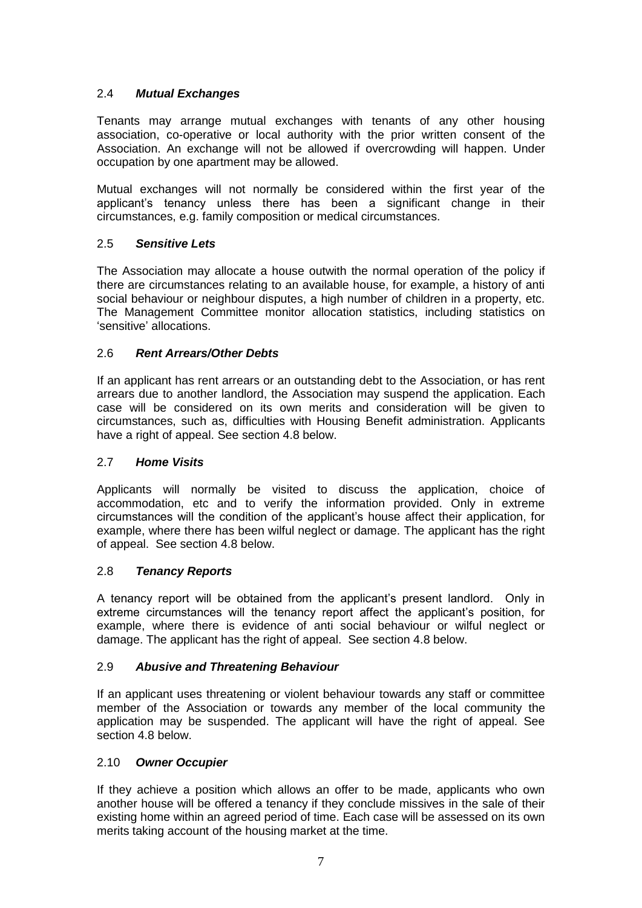### 2.4 ***Mutual Exchanges***

Tenants may arrange mutual exchanges with tenants of any other housing association, co-operative or local authority with the prior written consent of the Association. An exchange will not be allowed if overcrowding will happen. Under occupation by one apartment may be allowed.

Mutual exchanges will not normally be considered within the first year of the applicant's tenancy unless there has been a significant change in their circumstances, e.g. family composition or medical circumstances.

### 2.5 ***Sensitive Lets***

The Association may allocate a house outwith the normal operation of the policy if there are circumstances relating to an available house, for example, a history of anti social behaviour or neighbour disputes, a high number of children in a property, etc. The Management Committee monitor allocation statistics, including statistics on 'sensitive' allocations.

### 2.6 ***Rent Arrears/Other Debts***

If an applicant has rent arrears or an outstanding debt to the Association, or has rent arrears due to another landlord, the Association may suspend the application. Each case will be considered on its own merits and consideration will be given to circumstances, such as, difficulties with Housing Benefit administration. Applicants have a right of appeal. See section 4.8 below.

### 2.7 ***Home Visits***

Applicants will normally be visited to discuss the application, choice of accommodation, etc and to verify the information provided. Only in extreme circumstances will the condition of the applicant's house affect their application, for example, where there has been wilful neglect or damage. The applicant has the right of appeal. See section 4.8 below.

### 2.8 ***Tenancy Reports***

A tenancy report will be obtained from the applicant's present landlord. Only in extreme circumstances will the tenancy report affect the applicant's position, for example, where there is evidence of anti social behaviour or wilful neglect or damage. The applicant has the right of appeal. See section 4.8 below.

### 2.9 ***Abusive and Threatening Behaviour***

If an applicant uses threatening or violent behaviour towards any staff or committee member of the Association or towards any member of the local community the application may be suspended. The applicant will have the right of appeal. See section 4.8 below.

### 2.10 ***Owner Occupier***

If they achieve a position which allows an offer to be made, applicants who own another house will be offered a tenancy if they conclude missives in the sale of their existing home within an agreed period of time. Each case will be assessed on its own merits taking account of the housing market at the time.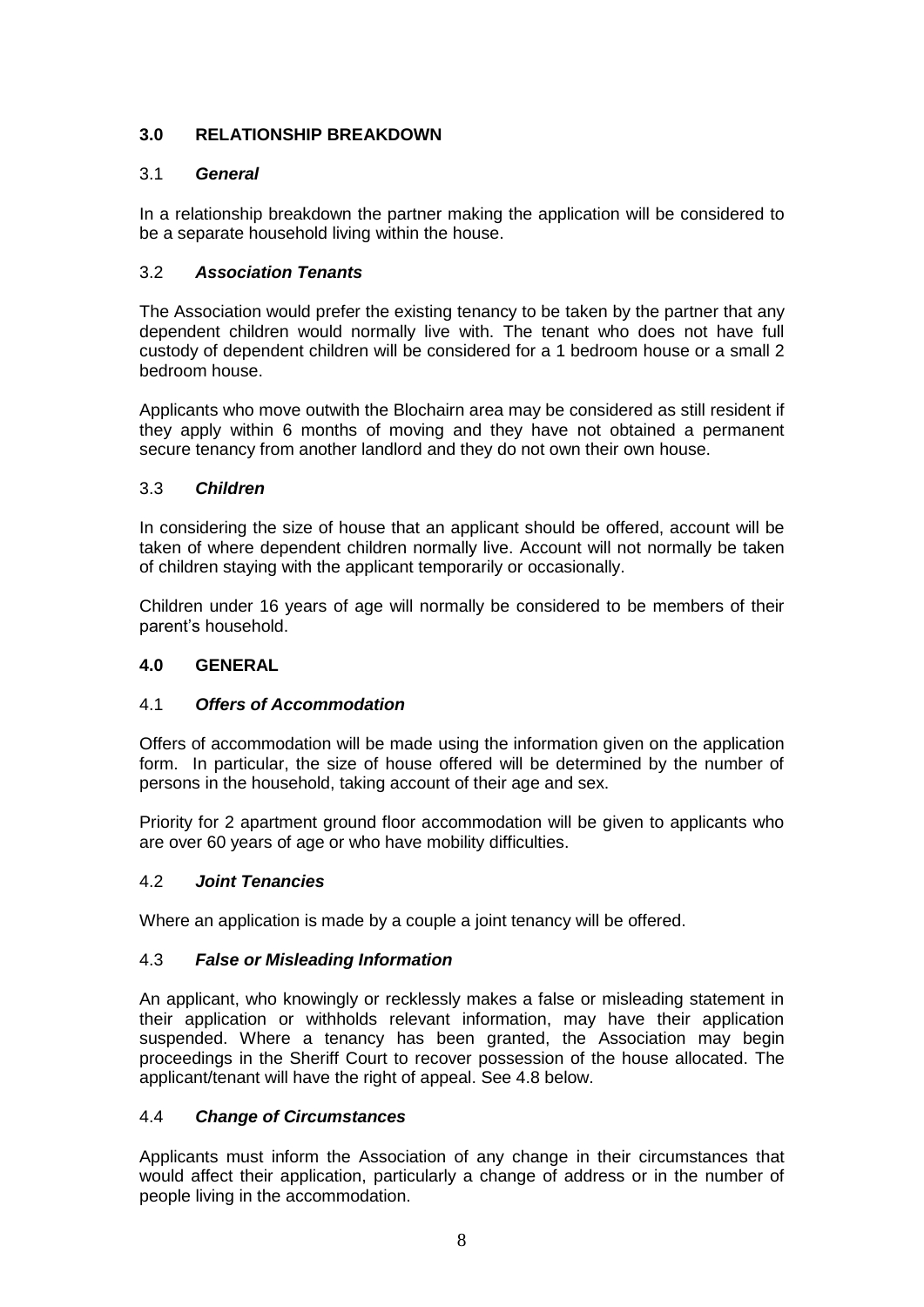## 3.0 RELATIONSHIP BREAKDOWN

### 3.1 *General*

In a relationship breakdown the partner making the application will be considered to be a separate household living within the house.

### 3.2 *Association Tenants*

The Association would prefer the existing tenancy to be taken by the partner that any dependent children would normally live with. The tenant who does not have full custody of dependent children will be considered for a 1 bedroom house or a small 2 bedroom house.

Applicants who move outwith the Blochairn area may be considered as still resident if they apply within 6 months of moving and they have not obtained a permanent secure tenancy from another landlord and they do not own their own house.

### 3.3 *Children*

In considering the size of house that an applicant should be offered, account will be taken of where dependent children normally live. Account will not normally be taken of children staying with the applicant temporarily or occasionally.

Children under 16 years of age will normally be considered to be members of their parent's household.

## 4.0 GENERAL

### 4.1 *Offers of Accommodation*

Offers of accommodation will be made using the information given on the application form. In particular, the size of house offered will be determined by the number of persons in the household, taking account of their age and sex.

Priority for 2 apartment ground floor accommodation will be given to applicants who are over 60 years of age or who have mobility difficulties.

### 4.2 *Joint Tenancies*

Where an application is made by a couple a joint tenancy will be offered.

### 4.3 *False or Misleading Information*

An applicant, who knowingly or recklessly makes a false or misleading statement in their application or withholds relevant information, may have their application suspended. Where a tenancy has been granted, the Association may begin proceedings in the Sheriff Court to recover possession of the house allocated. The applicant/tenant will have the right of appeal. See 4.8 below.

### 4.4 *Change of Circumstances*

Applicants must inform the Association of any change in their circumstances that would affect their application, particularly a change of address or in the number of people living in the accommodation.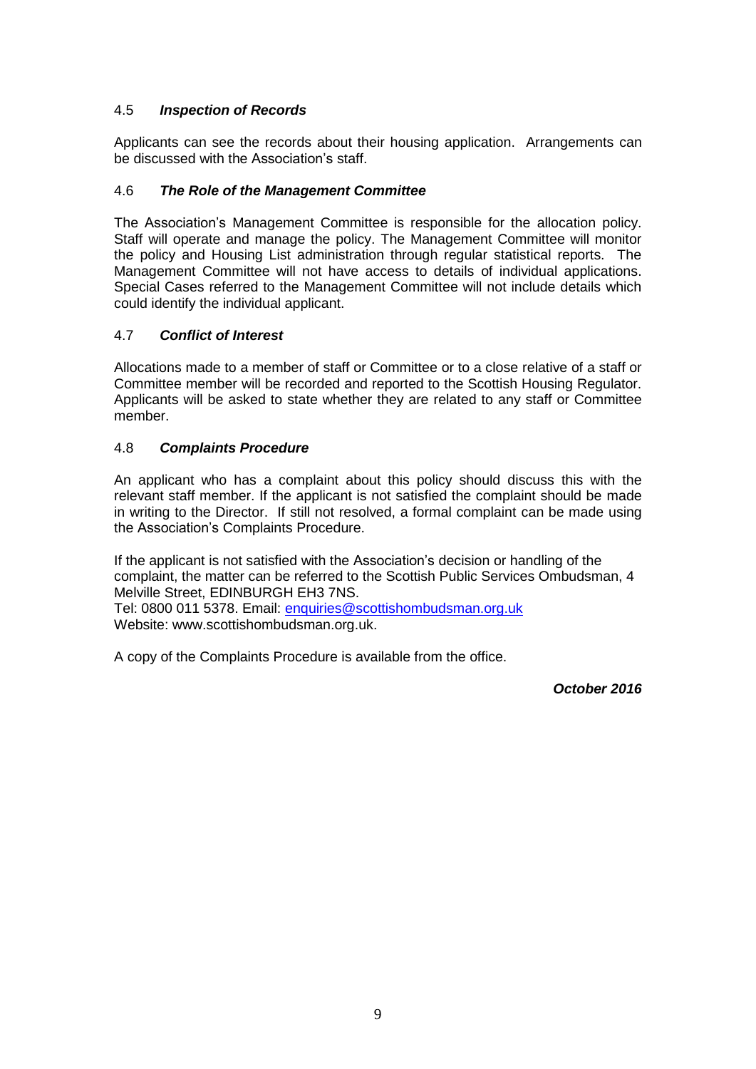### 4.5 *Inspection of Records*

Applicants can see the records about their housing application. Arrangements can be discussed with the Association's staff.

### 4.6 *The Role of the Management Committee*

The Association's Management Committee is responsible for the allocation policy. Staff will operate and manage the policy. The Management Committee will monitor the policy and Housing List administration through regular statistical reports. The Management Committee will not have access to details of individual applications. Special Cases referred to the Management Committee will not include details which could identify the individual applicant.

### 4.7 *Conflict of Interest*

Allocations made to a member of staff or Committee or to a close relative of a staff or Committee member will be recorded and reported to the Scottish Housing Regulator. Applicants will be asked to state whether they are related to any staff or Committee member.

### 4.8 *Complaints Procedure*

An applicant who has a complaint about this policy should discuss this with the relevant staff member. If the applicant is not satisfied the complaint should be made in writing to the Director. If still not resolved, a formal complaint can be made using the Association's Complaints Procedure.

If the applicant is not satisfied with the Association's decision or handling of the complaint, the matter can be referred to the Scottish Public Services Ombudsman, 4 Melville Street, EDINBURGH EH3 7NS.
Tel: 0800 011 5378. Email: enquiries@scottishombudsman.org.uk
Website: www.scottishombudsman.org.uk.

A copy of the Complaints Procedure is available from the office.

***October 2016***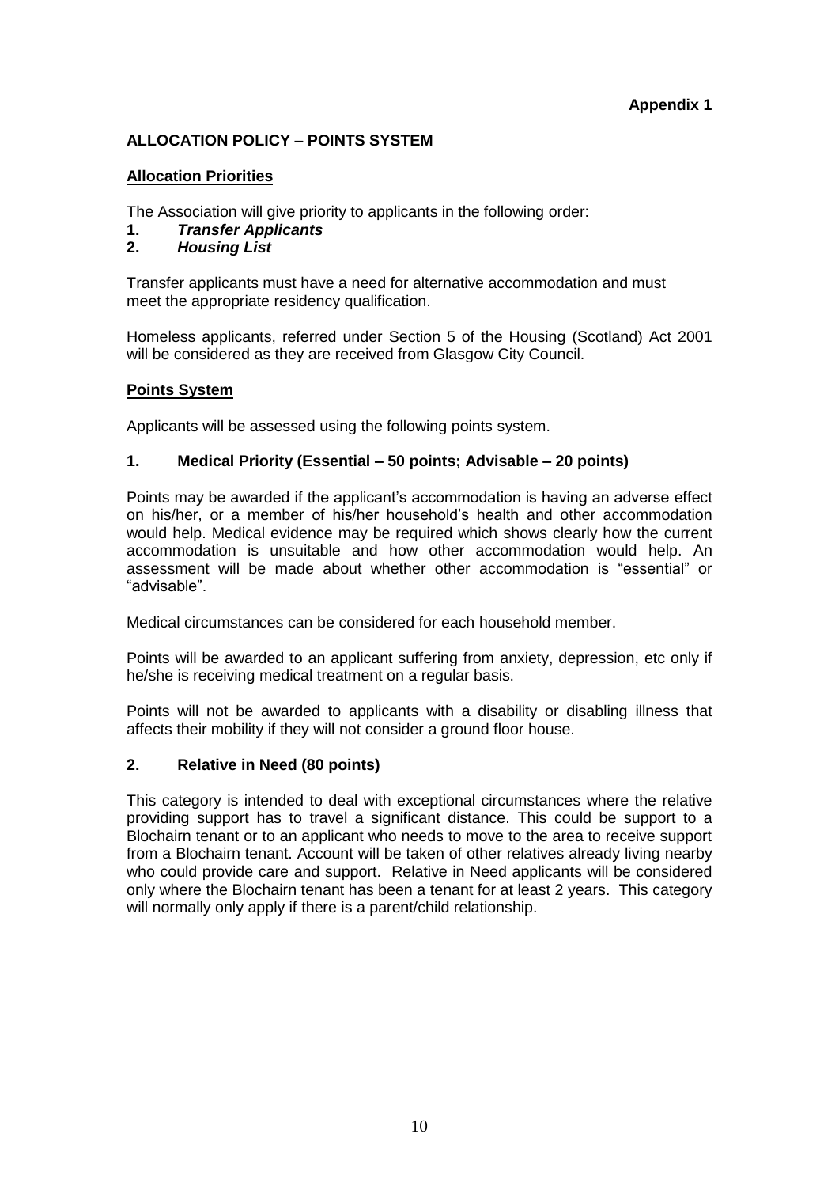**Appendix 1**

## ALLOCATION POLICY – POINTS SYSTEM

### Allocation Priorities

The Association will give priority to applicants in the following order:

1. ***Transfer Applicants***
2. ***Housing List***

Transfer applicants must have a need for alternative accommodation and must meet the appropriate residency qualification.

Homeless applicants, referred under Section 5 of the Housing (Scotland) Act 2001 will be considered as they are received from Glasgow City Council.

### Points System

Applicants will be assessed using the following points system.

### 1. Medical Priority (Essential – 50 points; Advisable – 20 points)

Points may be awarded if the applicant's accommodation is having an adverse effect on his/her, or a member of his/her household's health and other accommodation would help. Medical evidence may be required which shows clearly how the current accommodation is unsuitable and how other accommodation would help. An assessment will be made about whether other accommodation is "essential" or "advisable".

Medical circumstances can be considered for each household member.

Points will be awarded to an applicant suffering from anxiety, depression, etc only if he/she is receiving medical treatment on a regular basis.

Points will not be awarded to applicants with a disability or disabling illness that affects their mobility if they will not consider a ground floor house.

### 2. Relative in Need (80 points)

This category is intended to deal with exceptional circumstances where the relative providing support has to travel a significant distance. This could be support to a Blochairn tenant or to an applicant who needs to move to the area to receive support from a Blochairn tenant. Account will be taken of other relatives already living nearby who could provide care and support. Relative in Need applicants will be considered only where the Blochairn tenant has been a tenant for at least 2 years. This category will normally only apply if there is a parent/child relationship.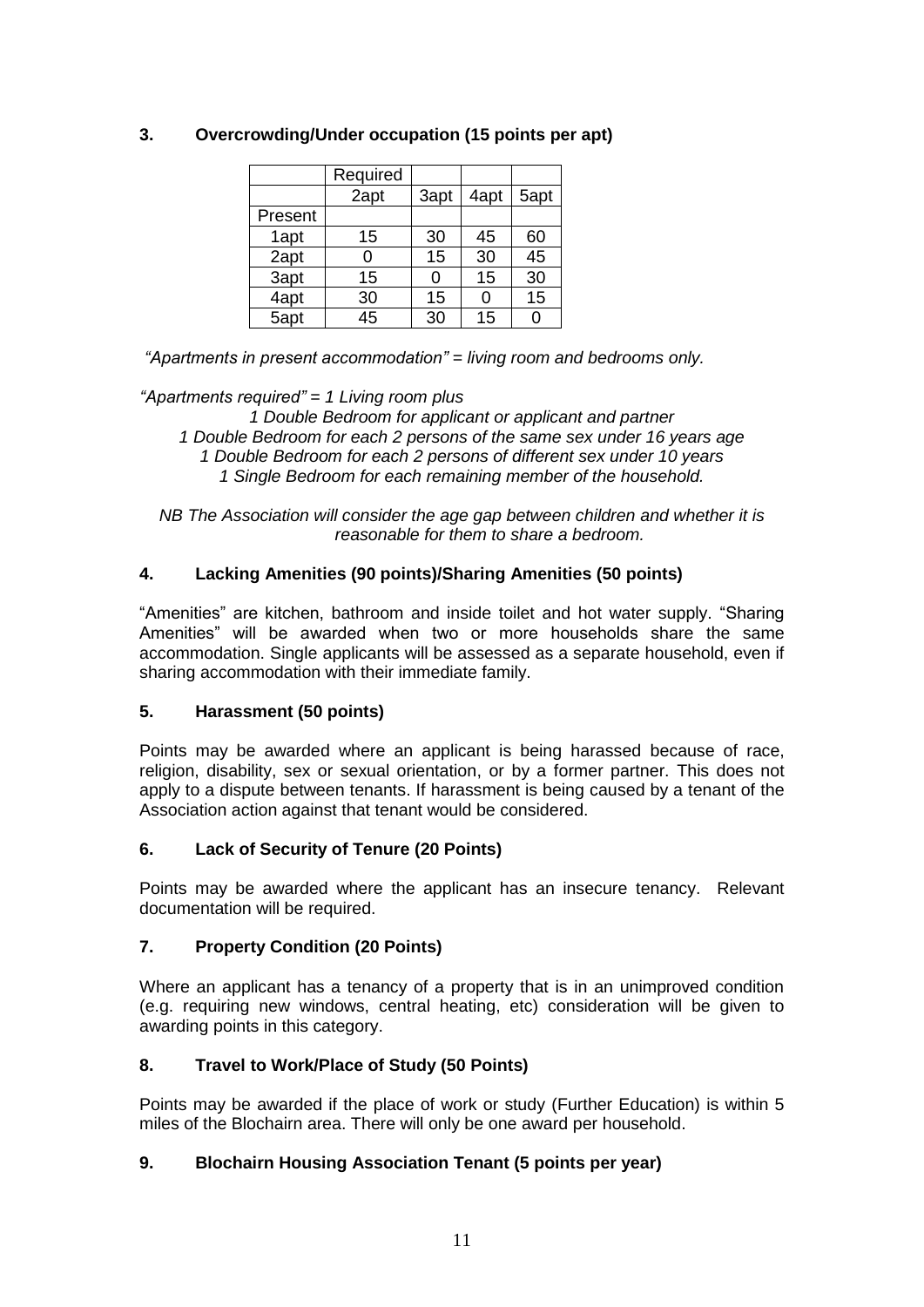### 3. Overcrowding/Under occupation (15 points per apt)

| | Required | | | |
|---|---|---|---|---|
| | 2apt | 3apt | 4apt | 5apt |
| Present | | | | |
| 1apt | 15 | 30 | 45 | 60 |
| 2apt | 0 | 15 | 30 | 45 |
| 3apt | 15 | 0 | 15 | 30 |
| 4apt | 30 | 15 | 0 | 15 |
| 5apt | 45 | 30 | 15 | 0 |

*"Apartments in present accommodation" = living room and bedrooms only.*

*"Apartments required" = 1 Living room plus*

*1 Double Bedroom for applicant or applicant and partner*
*1 Double Bedroom for each 2 persons of the same sex under 16 years age*
*1 Double Bedroom for each 2 persons of different sex under 10 years*
*1 Single Bedroom for each remaining member of the household.*

*NB The Association will consider the age gap between children and whether it is reasonable for them to share a bedroom.*

### 4. Lacking Amenities (90 points)/Sharing Amenities (50 points)

"Amenities" are kitchen, bathroom and inside toilet and hot water supply. "Sharing Amenities" will be awarded when two or more households share the same accommodation. Single applicants will be assessed as a separate household, even if sharing accommodation with their immediate family.

### 5. Harassment (50 points)

Points may be awarded where an applicant is being harassed because of race, religion, disability, sex or sexual orientation, or by a former partner. This does not apply to a dispute between tenants. If harassment is being caused by a tenant of the Association action against that tenant would be considered.

### 6. Lack of Security of Tenure (20 Points)

Points may be awarded where the applicant has an insecure tenancy. Relevant documentation will be required.

### 7. Property Condition (20 Points)

Where an applicant has a tenancy of a property that is in an unimproved condition (e.g. requiring new windows, central heating, etc) consideration will be given to awarding points in this category.

### 8. Travel to Work/Place of Study (50 Points)

Points may be awarded if the place of work or study (Further Education) is within 5 miles of the Blochairn area. There will only be one award per household.

### 9. Blochairn Housing Association Tenant (5 points per year)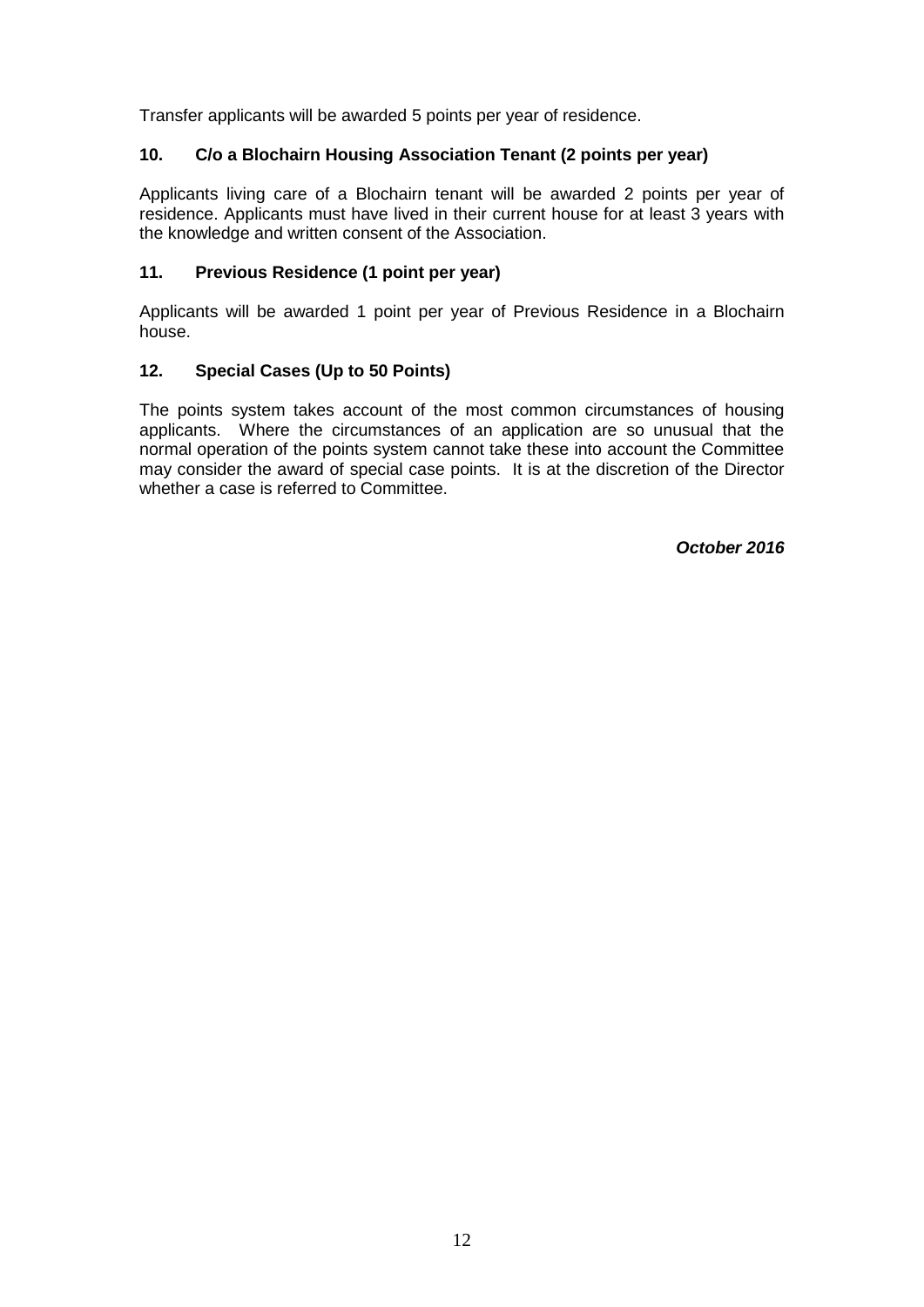Transfer applicants will be awarded 5 points per year of residence.

### 10. C/o a Blochairn Housing Association Tenant (2 points per year)

Applicants living care of a Blochairn tenant will be awarded 2 points per year of residence. Applicants must have lived in their current house for at least 3 years with the knowledge and written consent of the Association.

### 11. Previous Residence (1 point per year)

Applicants will be awarded 1 point per year of Previous Residence in a Blochairn house.

### 12. Special Cases (Up to 50 Points)

The points system takes account of the most common circumstances of housing applicants. Where the circumstances of an application are so unusual that the normal operation of the points system cannot take these into account the Committee may consider the award of special case points. It is at the discretion of the Director whether a case is referred to Committee.

***October 2016***